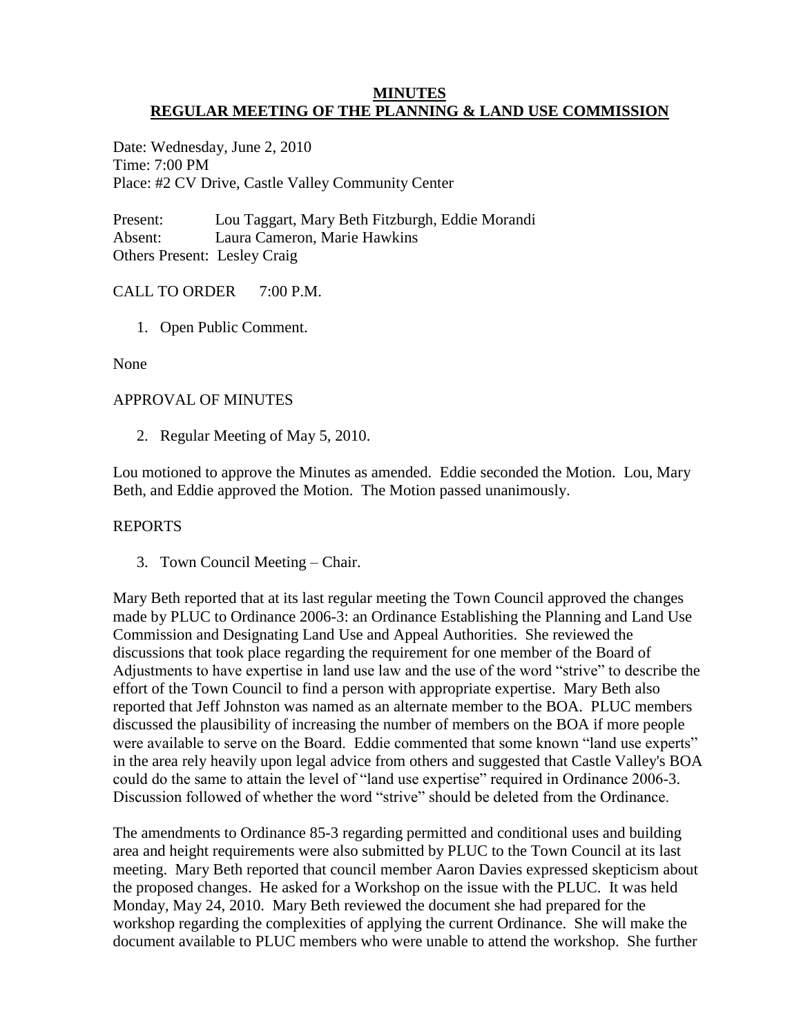# MINUTES
## REGULAR MEETING OF THE PLANNING & LAND USE COMMISSION

Date: Wednesday, June 2, 2010
Time: 7:00 PM
Place: #2 CV Drive, Castle Valley Community Center

Present: Lou Taggart, Mary Beth Fitzburgh, Eddie Morandi
Absent: Laura Cameron, Marie Hawkins
Others Present: Lesley Craig

CALL TO ORDER 7:00 P.M.

1. Open Public Comment.

None

APPROVAL OF MINUTES

2. Regular Meeting of May 5, 2010.

Lou motioned to approve the Minutes as amended. Eddie seconded the Motion. Lou, Mary Beth, and Eddie approved the Motion. The Motion passed unanimously.

REPORTS

3. Town Council Meeting – Chair.

Mary Beth reported that at its last regular meeting the Town Council approved the changes made by PLUC to Ordinance 2006-3: an Ordinance Establishing the Planning and Land Use Commission and Designating Land Use and Appeal Authorities. She reviewed the discussions that took place regarding the requirement for one member of the Board of Adjustments to have expertise in land use law and the use of the word "strive" to describe the effort of the Town Council to find a person with appropriate expertise. Mary Beth also reported that Jeff Johnston was named as an alternate member to the BOA. PLUC members discussed the plausibility of increasing the number of members on the BOA if more people were available to serve on the Board. Eddie commented that some known "land use experts" in the area rely heavily upon legal advice from others and suggested that Castle Valley's BOA could do the same to attain the level of "land use expertise" required in Ordinance 2006-3. Discussion followed of whether the word "strive" should be deleted from the Ordinance.

The amendments to Ordinance 85-3 regarding permitted and conditional uses and building area and height requirements were also submitted by PLUC to the Town Council at its last meeting. Mary Beth reported that council member Aaron Davies expressed skepticism about the proposed changes. He asked for a Workshop on the issue with the PLUC. It was held Monday, May 24, 2010. Mary Beth reviewed the document she had prepared for the workshop regarding the complexities of applying the current Ordinance. She will make the document available to PLUC members who were unable to attend the workshop. She further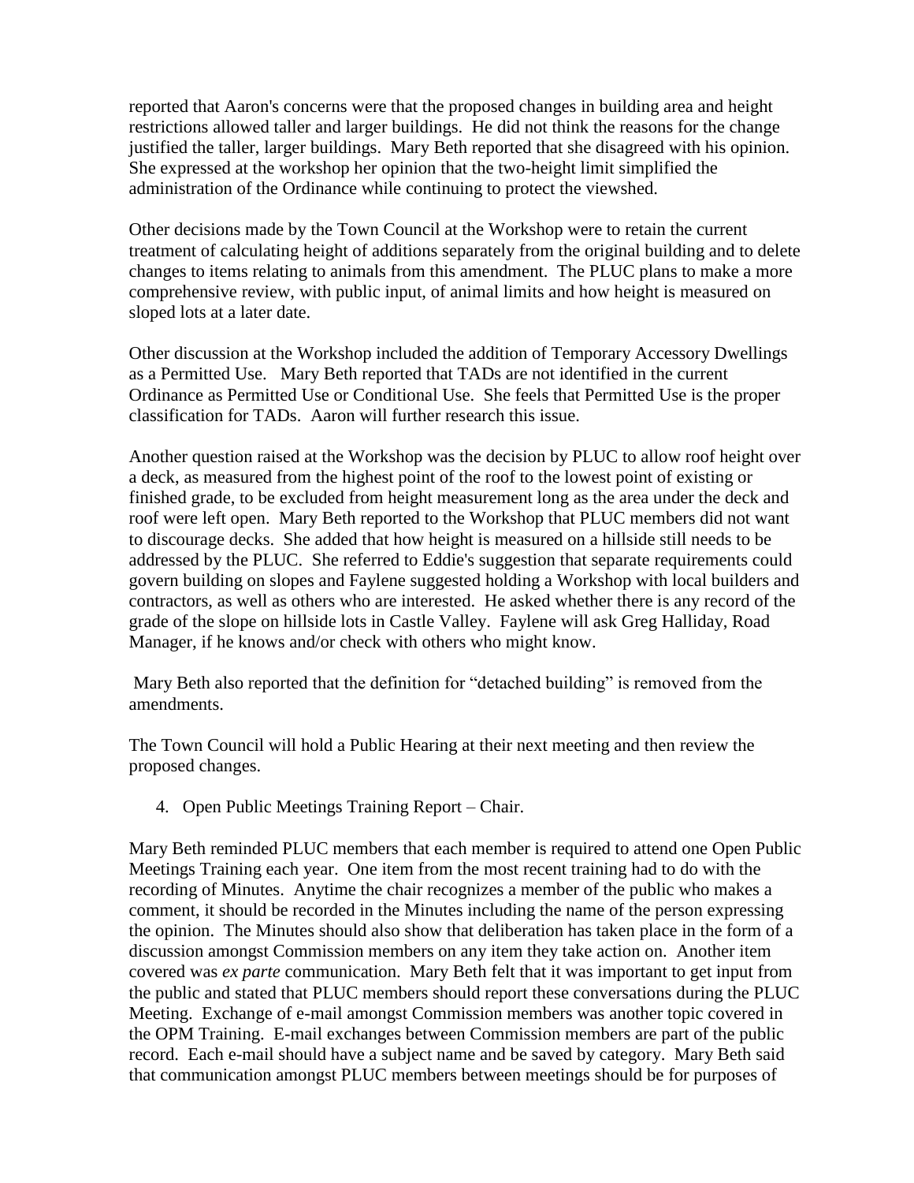reported that Aaron's concerns were that the proposed changes in building area and height restrictions allowed taller and larger buildings. He did not think the reasons for the change justified the taller, larger buildings. Mary Beth reported that she disagreed with his opinion. She expressed at the workshop her opinion that the two-height limit simplified the administration of the Ordinance while continuing to protect the viewshed.

Other decisions made by the Town Council at the Workshop were to retain the current treatment of calculating height of additions separately from the original building and to delete changes to items relating to animals from this amendment. The PLUC plans to make a more comprehensive review, with public input, of animal limits and how height is measured on sloped lots at a later date.

Other discussion at the Workshop included the addition of Temporary Accessory Dwellings as a Permitted Use. Mary Beth reported that TADs are not identified in the current Ordinance as Permitted Use or Conditional Use. She feels that Permitted Use is the proper classification for TADs. Aaron will further research this issue.

Another question raised at the Workshop was the decision by PLUC to allow roof height over a deck, as measured from the highest point of the roof to the lowest point of existing or finished grade, to be excluded from height measurement long as the area under the deck and roof were left open. Mary Beth reported to the Workshop that PLUC members did not want to discourage decks. She added that how height is measured on a hillside still needs to be addressed by the PLUC. She referred to Eddie's suggestion that separate requirements could govern building on slopes and Faylene suggested holding a Workshop with local builders and contractors, as well as others who are interested. He asked whether there is any record of the grade of the slope on hillside lots in Castle Valley. Faylene will ask Greg Halliday, Road Manager, if he knows and/or check with others who might know.

Mary Beth also reported that the definition for "detached building" is removed from the amendments.

The Town Council will hold a Public Hearing at their next meeting and then review the proposed changes.

4. Open Public Meetings Training Report – Chair.

Mary Beth reminded PLUC members that each member is required to attend one Open Public Meetings Training each year. One item from the most recent training had to do with the recording of Minutes. Anytime the chair recognizes a member of the public who makes a comment, it should be recorded in the Minutes including the name of the person expressing the opinion. The Minutes should also show that deliberation has taken place in the form of a discussion amongst Commission members on any item they take action on. Another item covered was *ex parte* communication. Mary Beth felt that it was important to get input from the public and stated that PLUC members should report these conversations during the PLUC Meeting. Exchange of e-mail amongst Commission members was another topic covered in the OPM Training. E-mail exchanges between Commission members are part of the public record. Each e-mail should have a subject name and be saved by category. Mary Beth said that communication amongst PLUC members between meetings should be for purposes of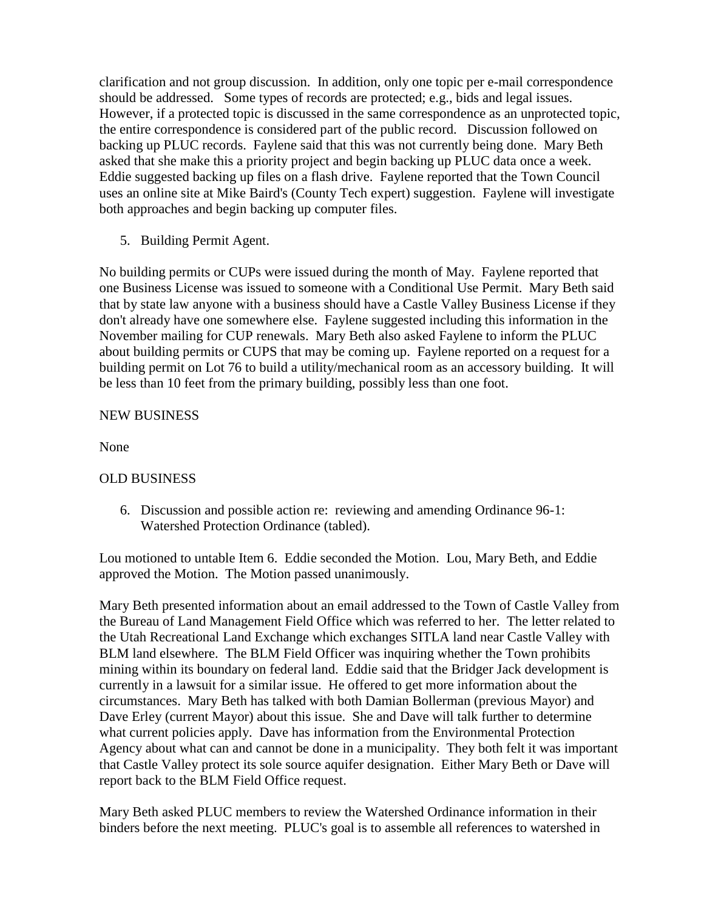clarification and not group discussion. In addition, only one topic per e-mail correspondence should be addressed. Some types of records are protected; e.g., bids and legal issues. However, if a protected topic is discussed in the same correspondence as an unprotected topic, the entire correspondence is considered part of the public record. Discussion followed on backing up PLUC records. Faylene said that this was not currently being done. Mary Beth asked that she make this a priority project and begin backing up PLUC data once a week. Eddie suggested backing up files on a flash drive. Faylene reported that the Town Council uses an online site at Mike Baird's (County Tech expert) suggestion. Faylene will investigate both approaches and begin backing up computer files.

5. Building Permit Agent.

No building permits or CUPs were issued during the month of May. Faylene reported that one Business License was issued to someone with a Conditional Use Permit. Mary Beth said that by state law anyone with a business should have a Castle Valley Business License if they don't already have one somewhere else. Faylene suggested including this information in the November mailing for CUP renewals. Mary Beth also asked Faylene to inform the PLUC about building permits or CUPS that may be coming up. Faylene reported on a request for a building permit on Lot 76 to build a utility/mechanical room as an accessory building. It will be less than 10 feet from the primary building, possibly less than one foot.

NEW BUSINESS

None

OLD BUSINESS

6. Discussion and possible action re: reviewing and amending Ordinance 96-1: Watershed Protection Ordinance (tabled).

Lou motioned to untable Item 6. Eddie seconded the Motion. Lou, Mary Beth, and Eddie approved the Motion. The Motion passed unanimously.

Mary Beth presented information about an email addressed to the Town of Castle Valley from the Bureau of Land Management Field Office which was referred to her. The letter related to the Utah Recreational Land Exchange which exchanges SITLA land near Castle Valley with BLM land elsewhere. The BLM Field Officer was inquiring whether the Town prohibits mining within its boundary on federal land. Eddie said that the Bridger Jack development is currently in a lawsuit for a similar issue. He offered to get more information about the circumstances. Mary Beth has talked with both Damian Bollerman (previous Mayor) and Dave Erley (current Mayor) about this issue. She and Dave will talk further to determine what current policies apply. Dave has information from the Environmental Protection Agency about what can and cannot be done in a municipality. They both felt it was important that Castle Valley protect its sole source aquifer designation. Either Mary Beth or Dave will report back to the BLM Field Office request.

Mary Beth asked PLUC members to review the Watershed Ordinance information in their binders before the next meeting. PLUC's goal is to assemble all references to watershed in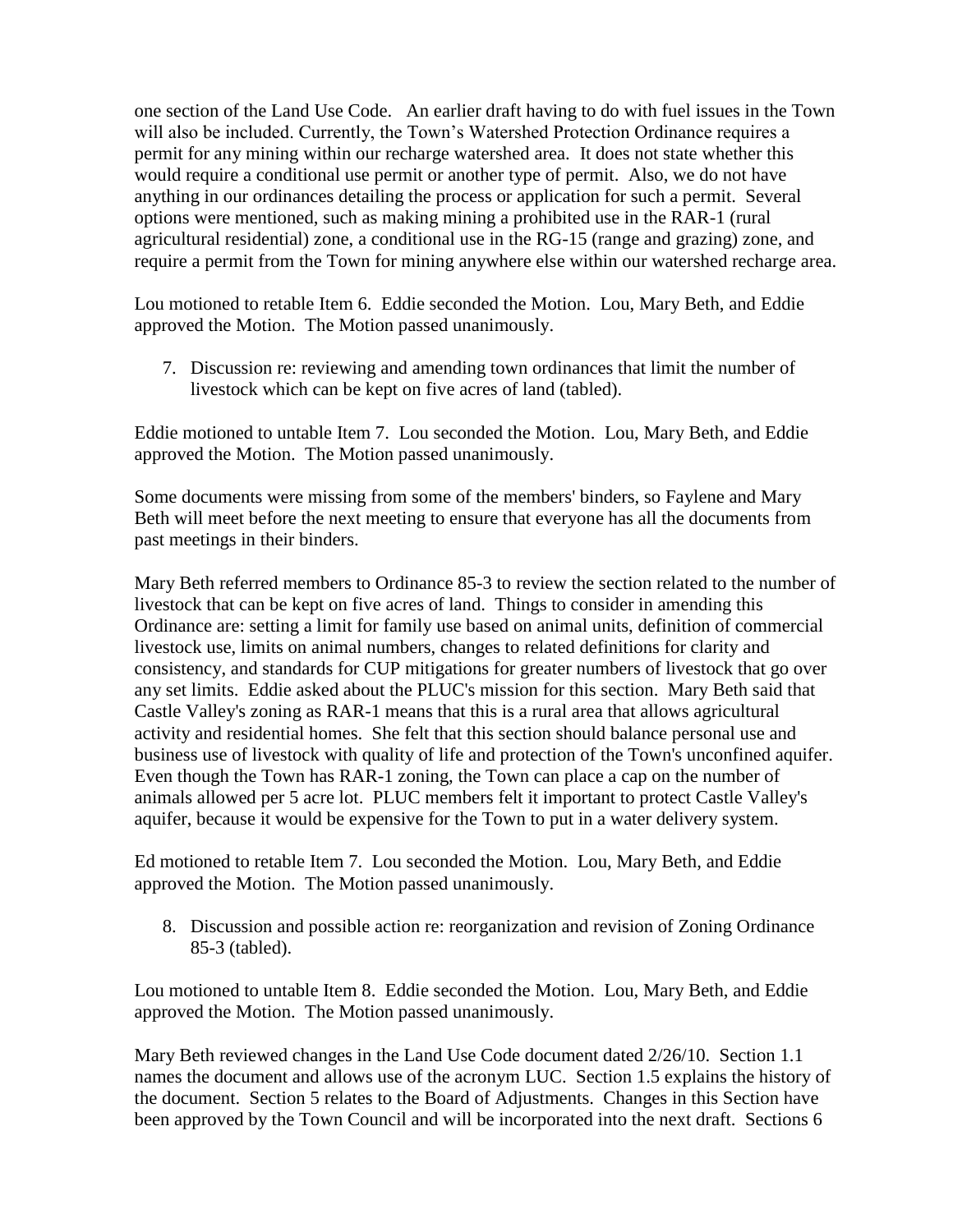one section of the Land Use Code. An earlier draft having to do with fuel issues in the Town will also be included. Currently, the Town's Watershed Protection Ordinance requires a permit for any mining within our recharge watershed area. It does not state whether this would require a conditional use permit or another type of permit. Also, we do not have anything in our ordinances detailing the process or application for such a permit. Several options were mentioned, such as making mining a prohibited use in the RAR-1 (rural agricultural residential) zone, a conditional use in the RG-15 (range and grazing) zone, and require a permit from the Town for mining anywhere else within our watershed recharge area.

Lou motioned to retable Item 6. Eddie seconded the Motion. Lou, Mary Beth, and Eddie approved the Motion. The Motion passed unanimously.

7. Discussion re: reviewing and amending town ordinances that limit the number of livestock which can be kept on five acres of land (tabled).

Eddie motioned to untable Item 7. Lou seconded the Motion. Lou, Mary Beth, and Eddie approved the Motion. The Motion passed unanimously.

Some documents were missing from some of the members' binders, so Faylene and Mary Beth will meet before the next meeting to ensure that everyone has all the documents from past meetings in their binders.

Mary Beth referred members to Ordinance 85-3 to review the section related to the number of livestock that can be kept on five acres of land. Things to consider in amending this Ordinance are: setting a limit for family use based on animal units, definition of commercial livestock use, limits on animal numbers, changes to related definitions for clarity and consistency, and standards for CUP mitigations for greater numbers of livestock that go over any set limits. Eddie asked about the PLUC's mission for this section. Mary Beth said that Castle Valley's zoning as RAR-1 means that this is a rural area that allows agricultural activity and residential homes. She felt that this section should balance personal use and business use of livestock with quality of life and protection of the Town's unconfined aquifer. Even though the Town has RAR-1 zoning, the Town can place a cap on the number of animals allowed per 5 acre lot. PLUC members felt it important to protect Castle Valley's aquifer, because it would be expensive for the Town to put in a water delivery system.

Ed motioned to retable Item 7. Lou seconded the Motion. Lou, Mary Beth, and Eddie approved the Motion. The Motion passed unanimously.

8. Discussion and possible action re: reorganization and revision of Zoning Ordinance 85-3 (tabled).

Lou motioned to untable Item 8. Eddie seconded the Motion. Lou, Mary Beth, and Eddie approved the Motion. The Motion passed unanimously.

Mary Beth reviewed changes in the Land Use Code document dated 2/26/10. Section 1.1 names the document and allows use of the acronym LUC. Section 1.5 explains the history of the document. Section 5 relates to the Board of Adjustments. Changes in this Section have been approved by the Town Council and will be incorporated into the next draft. Sections 6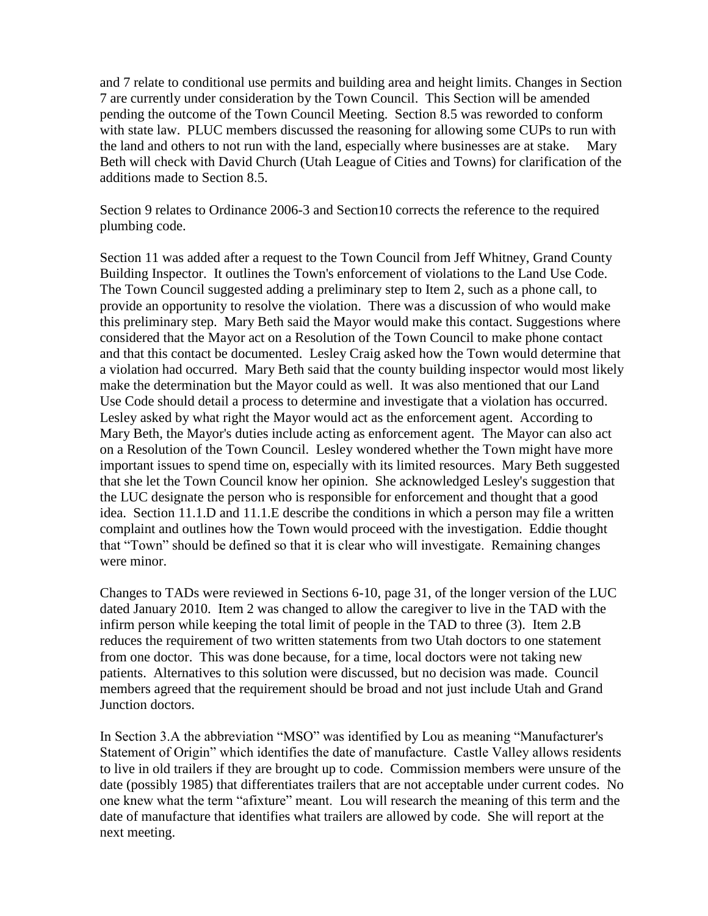and 7 relate to conditional use permits and building area and height limits. Changes in Section 7 are currently under consideration by the Town Council. This Section will be amended pending the outcome of the Town Council Meeting. Section 8.5 was reworded to conform with state law. PLUC members discussed the reasoning for allowing some CUPs to run with the land and others to not run with the land, especially where businesses are at stake. Mary Beth will check with David Church (Utah League of Cities and Towns) for clarification of the additions made to Section 8.5.

Section 9 relates to Ordinance 2006-3 and Section10 corrects the reference to the required plumbing code.

Section 11 was added after a request to the Town Council from Jeff Whitney, Grand County Building Inspector. It outlines the Town's enforcement of violations to the Land Use Code. The Town Council suggested adding a preliminary step to Item 2, such as a phone call, to provide an opportunity to resolve the violation. There was a discussion of who would make this preliminary step. Mary Beth said the Mayor would make this contact. Suggestions where considered that the Mayor act on a Resolution of the Town Council to make phone contact and that this contact be documented. Lesley Craig asked how the Town would determine that a violation had occurred. Mary Beth said that the county building inspector would most likely make the determination but the Mayor could as well. It was also mentioned that our Land Use Code should detail a process to determine and investigate that a violation has occurred. Lesley asked by what right the Mayor would act as the enforcement agent. According to Mary Beth, the Mayor's duties include acting as enforcement agent. The Mayor can also act on a Resolution of the Town Council. Lesley wondered whether the Town might have more important issues to spend time on, especially with its limited resources. Mary Beth suggested that she let the Town Council know her opinion. She acknowledged Lesley's suggestion that the LUC designate the person who is responsible for enforcement and thought that a good idea. Section 11.1.D and 11.1.E describe the conditions in which a person may file a written complaint and outlines how the Town would proceed with the investigation. Eddie thought that "Town" should be defined so that it is clear who will investigate. Remaining changes were minor.

Changes to TADs were reviewed in Sections 6-10, page 31, of the longer version of the LUC dated January 2010. Item 2 was changed to allow the caregiver to live in the TAD with the infirm person while keeping the total limit of people in the TAD to three (3). Item 2.B reduces the requirement of two written statements from two Utah doctors to one statement from one doctor. This was done because, for a time, local doctors were not taking new patients. Alternatives to this solution were discussed, but no decision was made. Council members agreed that the requirement should be broad and not just include Utah and Grand Junction doctors.

In Section 3.A the abbreviation "MSO" was identified by Lou as meaning "Manufacturer's Statement of Origin" which identifies the date of manufacture. Castle Valley allows residents to live in old trailers if they are brought up to code. Commission members were unsure of the date (possibly 1985) that differentiates trailers that are not acceptable under current codes. No one knew what the term "afixture" meant. Lou will research the meaning of this term and the date of manufacture that identifies what trailers are allowed by code. She will report at the next meeting.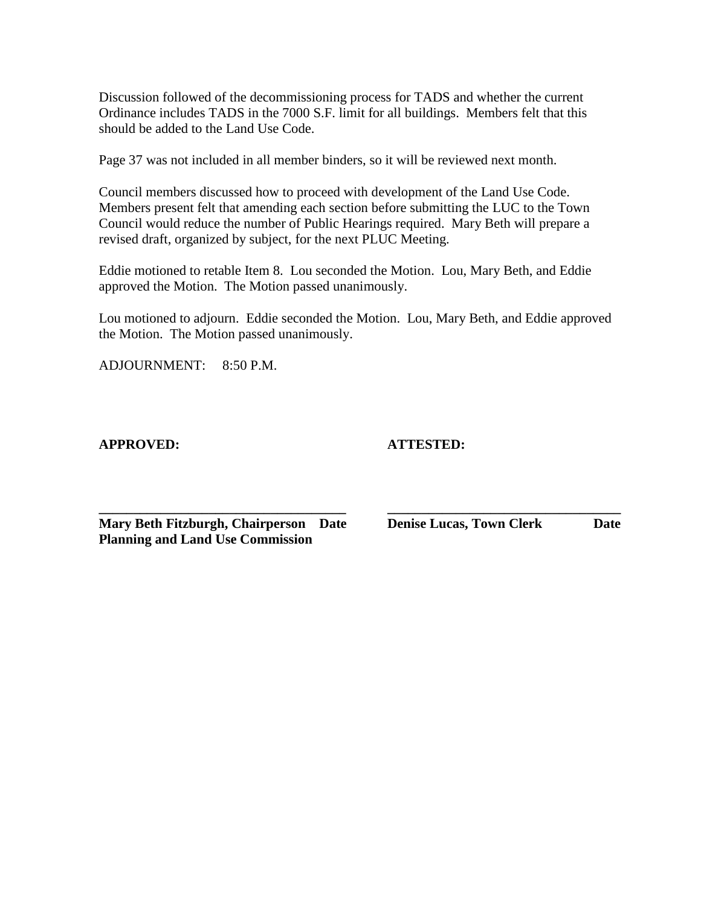Discussion followed of the decommissioning process for TADS and whether the current Ordinance includes TADS in the 7000 S.F. limit for all buildings. Members felt that this should be added to the Land Use Code.

Page 37 was not included in all member binders, so it will be reviewed next month.

Council members discussed how to proceed with development of the Land Use Code. Members present felt that amending each section before submitting the LUC to the Town Council would reduce the number of Public Hearings required. Mary Beth will prepare a revised draft, organized by subject, for the next PLUC Meeting.

Eddie motioned to retable Item 8. Lou seconded the Motion. Lou, Mary Beth, and Eddie approved the Motion. The Motion passed unanimously.

Lou motioned to adjourn. Eddie seconded the Motion. Lou, Mary Beth, and Eddie approved the Motion. The Motion passed unanimously.

ADJOURNMENT: 8:50 P.M.

**APPROVED:**

\_\_\_\_\_\_\_\_\_\_\_\_\_\_\_\_\_\_\_\_\_\_\_\_\_\_\_\_\_\_\_\_\_\_\_\_
**Mary Beth Fitzburgh, Chairperson Date**
**Planning and Land Use Commission**

**ATTESTED:**

\_\_\_\_\_\_\_\_\_\_\_\_\_\_\_\_\_\_\_\_\_\_\_\_\_\_\_\_\_\_\_\_\_\_\_\_
**Denise Lucas, Town Clerk Date**